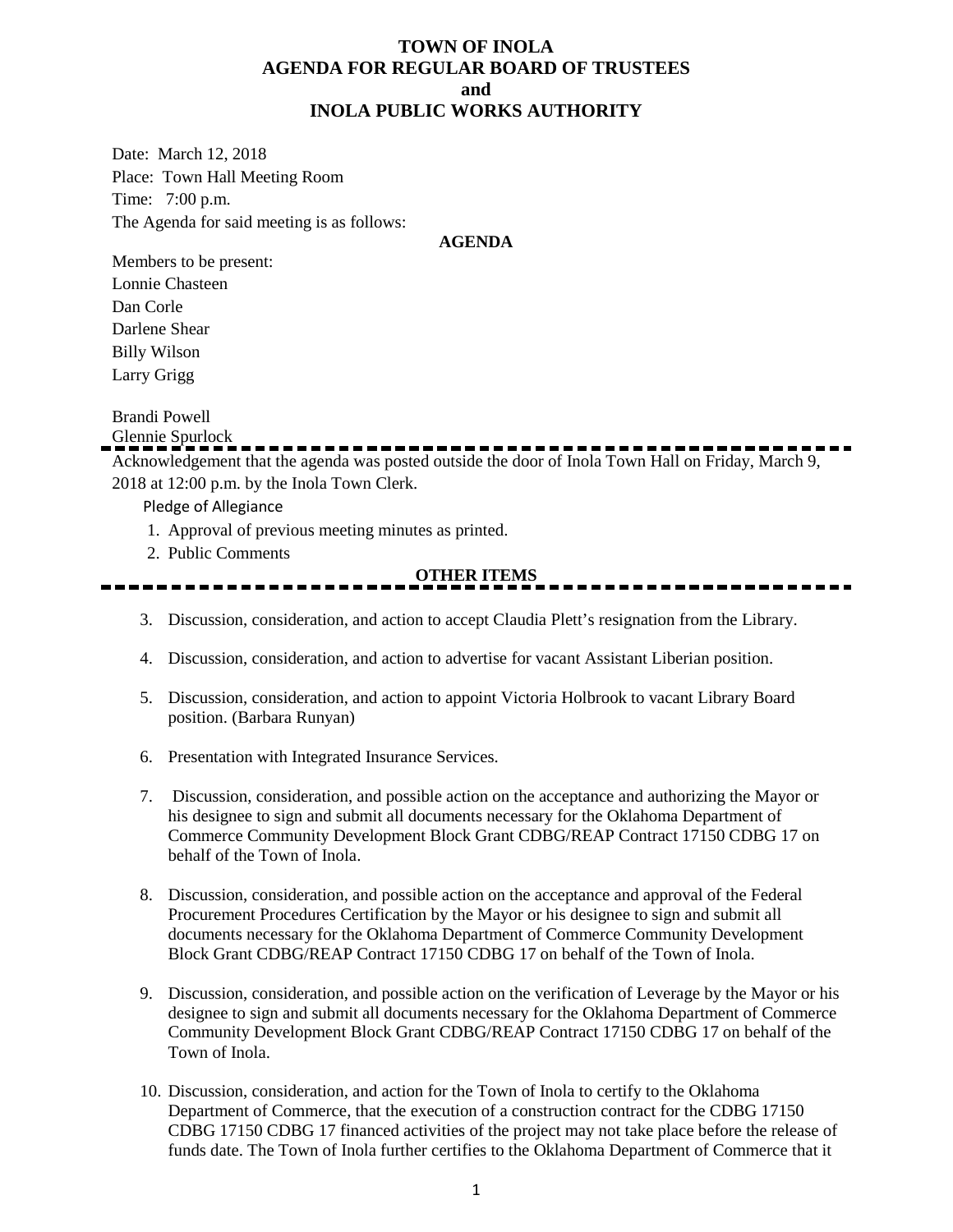# TOWN OF INOLA
## AGENDA FOR REGULAR BOARD OF TRUSTEES
## and
## INOLA PUBLIC WORKS AUTHORITY

Date: March 12, 2018
Place: Town Hall Meeting Room
Time: 7:00 p.m.
The Agenda for said meeting is as follows:

**AGENDA**

Members to be present:
Lonnie Chasteen
Dan Corle
Darlene Shear
Billy Wilson
Larry Grigg

Brandi Powell
Glennie Spurlock

---

Acknowledgement that the agenda was posted outside the door of Inola Town Hall on Friday, March 9, 2018 at 12:00 p.m. by the Inola Town Clerk.

Pledge of Allegiance

1. Approval of previous meeting minutes as printed.
2. Public Comments

**OTHER ITEMS**

---

3. Discussion, consideration, and action to accept Claudia Plett's resignation from the Library.

4. Discussion, consideration, and action to advertise for vacant Assistant Liberian position.

5. Discussion, consideration, and action to appoint Victoria Holbrook to vacant Library Board position. (Barbara Runyan)

6. Presentation with Integrated Insurance Services.

7. Discussion, consideration, and possible action on the acceptance and authorizing the Mayor or his designee to sign and submit all documents necessary for the Oklahoma Department of Commerce Community Development Block Grant CDBG/REAP Contract 17150 CDBG 17 on behalf of the Town of Inola.

8. Discussion, consideration, and possible action on the acceptance and approval of the Federal Procurement Procedures Certification by the Mayor or his designee to sign and submit all documents necessary for the Oklahoma Department of Commerce Community Development Block Grant CDBG/REAP Contract 17150 CDBG 17 on behalf of the Town of Inola.

9. Discussion, consideration, and possible action on the verification of Leverage by the Mayor or his designee to sign and submit all documents necessary for the Oklahoma Department of Commerce Community Development Block Grant CDBG/REAP Contract 17150 CDBG 17 on behalf of the Town of Inola.

10. Discussion, consideration, and action for the Town of Inola to certify to the Oklahoma Department of Commerce, that the execution of a construction contract for the CDBG 17150 CDBG 17150 CDBG 17 financed activities of the project may not take place before the release of funds date. The Town of Inola further certifies to the Oklahoma Department of Commerce that it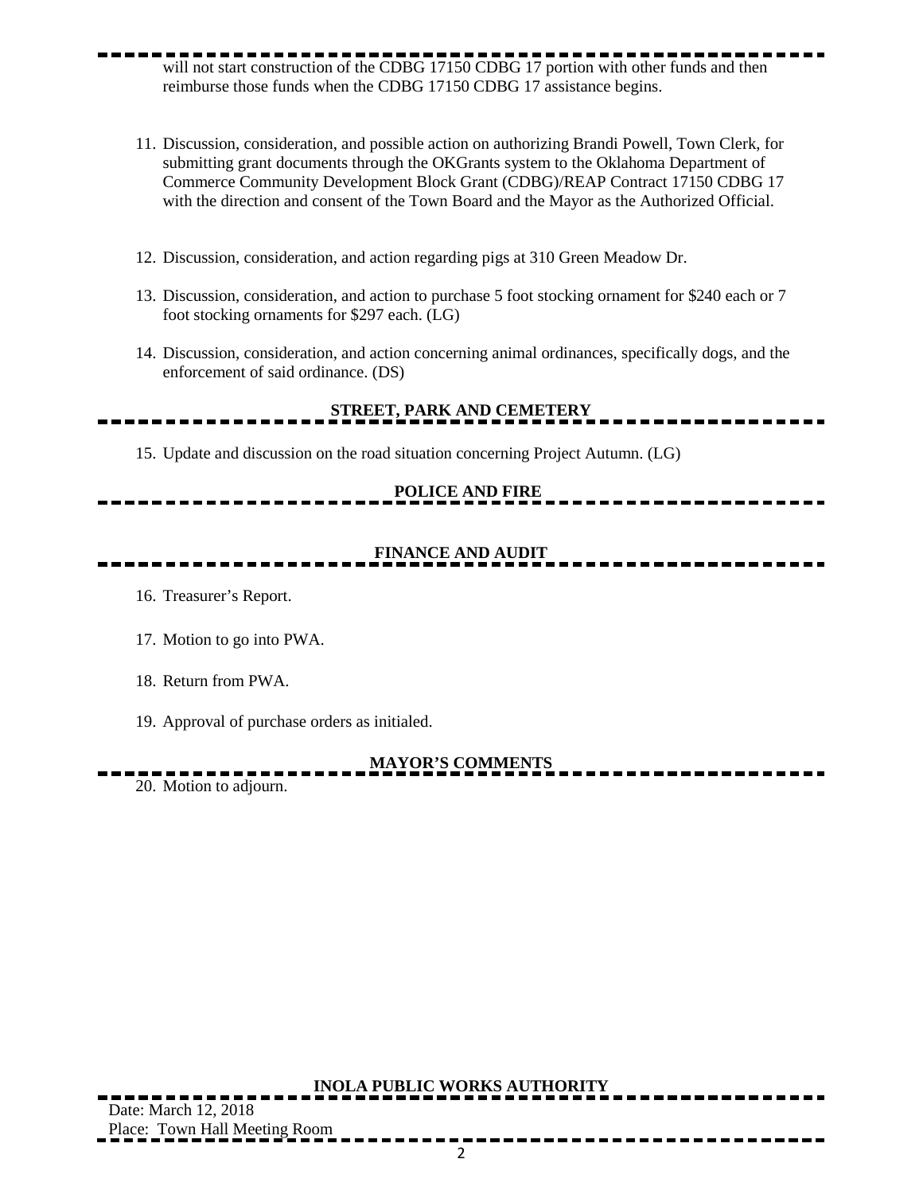will not start construction of the CDBG 17150 CDBG 17 portion with other funds and then reimburse those funds when the CDBG 17150 CDBG 17 assistance begins.

11. Discussion, consideration, and possible action on authorizing Brandi Powell, Town Clerk, for submitting grant documents through the OKGrants system to the Oklahoma Department of Commerce Community Development Block Grant (CDBG)/REAP Contract 17150 CDBG 17 with the direction and consent of the Town Board and the Mayor as the Authorized Official.

12. Discussion, consideration, and action regarding pigs at 310 Green Meadow Dr.

13. Discussion, consideration, and action to purchase 5 foot stocking ornament for $240 each or 7 foot stocking ornaments for $297 each. (LG)

14. Discussion, consideration, and action concerning animal ordinances, specifically dogs, and the enforcement of said ordinance. (DS)

## STREET, PARK AND CEMETERY

15. Update and discussion on the road situation concerning Project Autumn. (LG)

## POLICE AND FIRE

## FINANCE AND AUDIT

16. Treasurer's Report.

17. Motion to go into PWA.

18. Return from PWA.

19. Approval of purchase orders as initialed.

## MAYOR'S COMMENTS

20. Motion to adjourn.

## INOLA PUBLIC WORKS AUTHORITY

Date: March 12, 2018
Place: Town Hall Meeting Room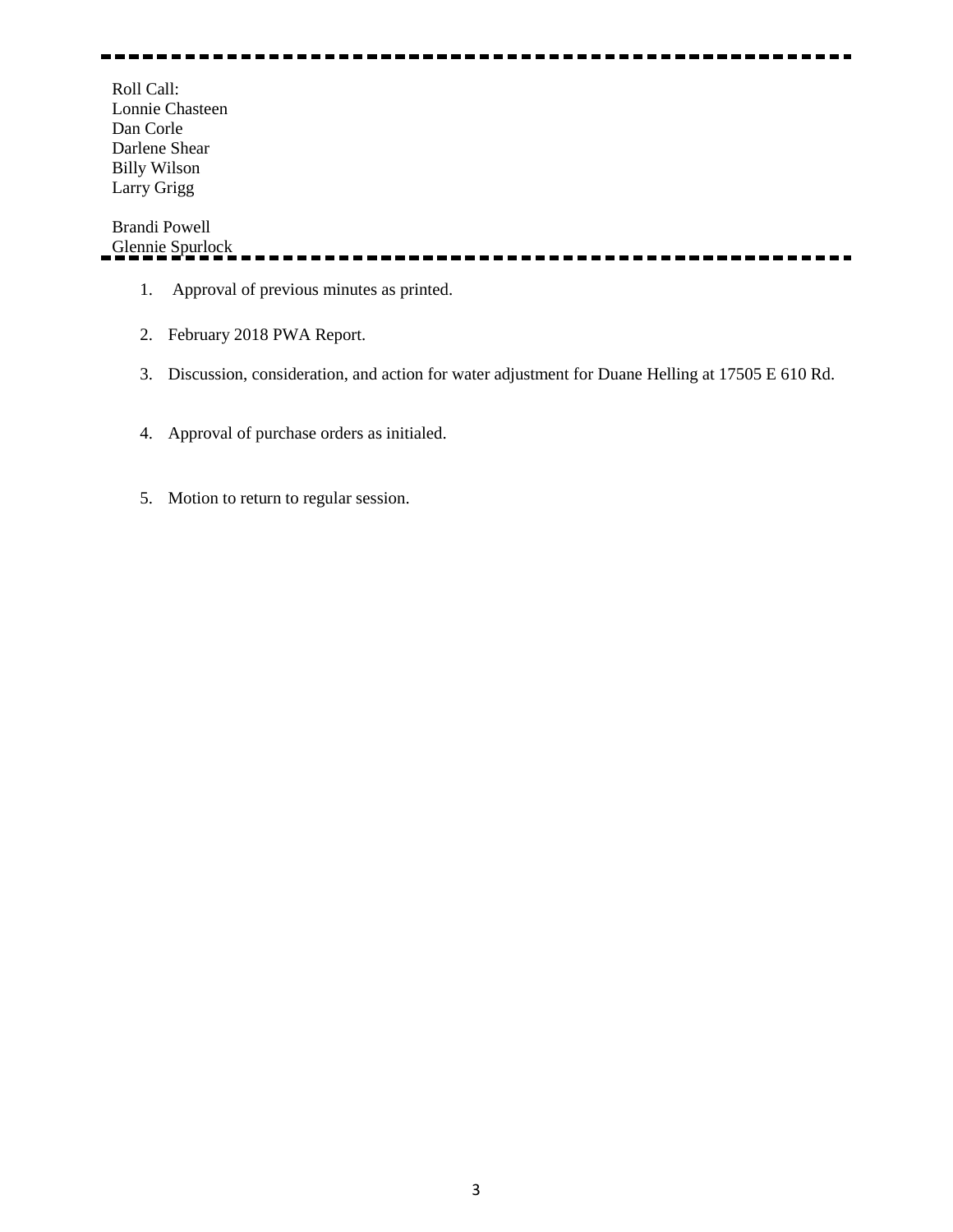---

Roll Call:
Lonnie Chasteen
Dan Corle
Darlene Shear
Billy Wilson
Larry Grigg

Brandi Powell
Glennie Spurlock

---

1. Approval of previous minutes as printed.

2. February 2018 PWA Report.

3. Discussion, consideration, and action for water adjustment for Duane Helling at 17505 E 610 Rd.

4. Approval of purchase orders as initialed.

5. Motion to return to regular session.